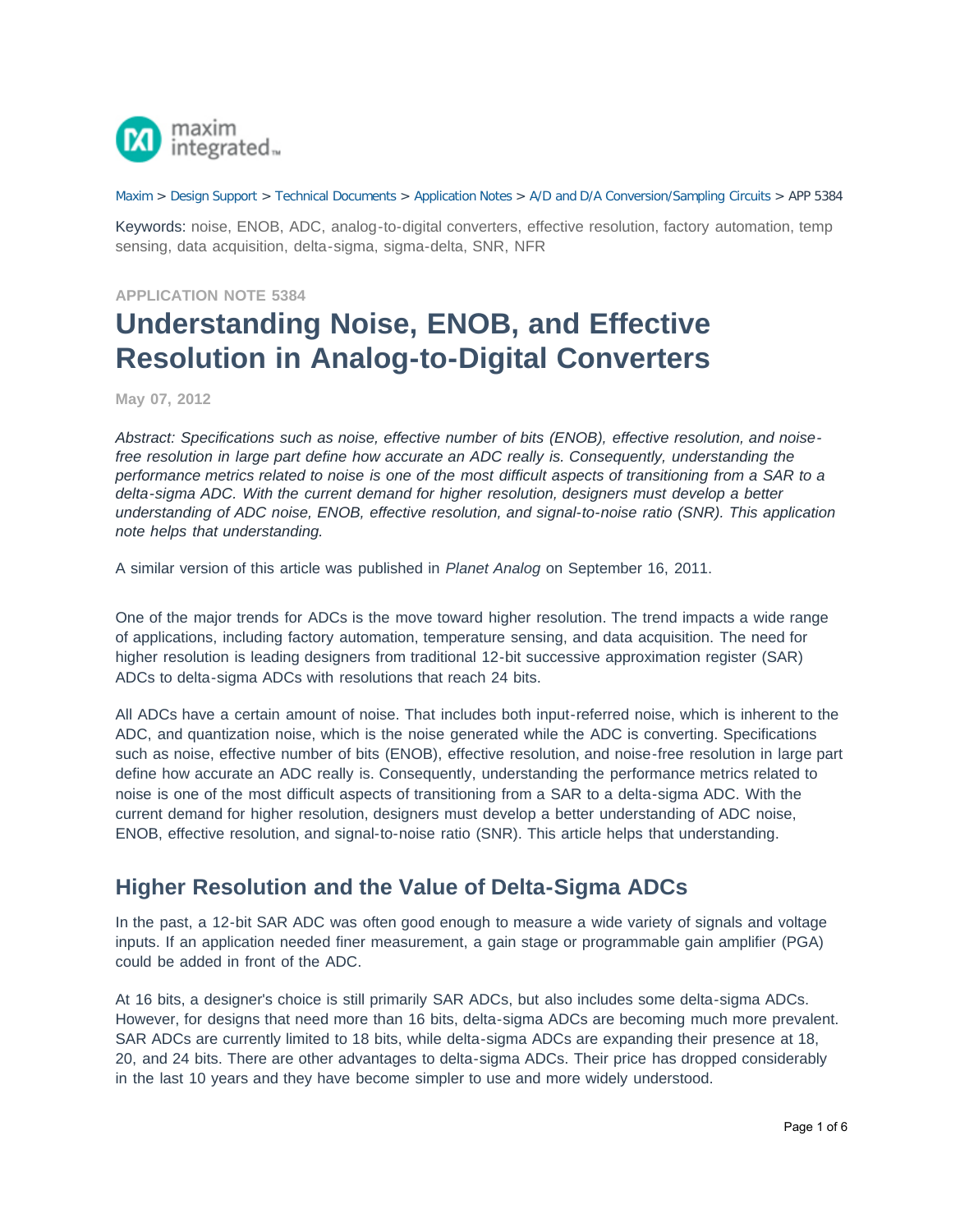Maxim > Design Support > Technical Documents > Application Notes > A/D and D/A Conversion/Sampling Circuits > APP 5384

Keywords: noise, ENOB, ADC, analog-to-digital converters, effective resolution, factory automation, temp sensing, data acquisition, delta-sigma, sigma-delta, SNR, NFR

APPLICATION NOTE 5384

# Understanding Noise, ENOB, and Effective Resolution in Analog-to-Digital Converters

**May 07, 2012**

*Abstract: Specifications such as noise, effective number of bits (ENOB), effective resolution, and noise-free resolution in large part define how accurate an ADC really is. Consequently, understanding the performance metrics related to noise is one of the most difficult aspects of transitioning from a SAR to a delta-sigma ADC. With the current demand for higher resolution, designers must develop a better understanding of ADC noise, ENOB, effective resolution, and signal-to-noise ratio (SNR). This application note helps that understanding.*

A similar version of this article was published in *Planet Analog* on September 16, 2011.

One of the major trends for ADCs is the move toward higher resolution. The trend impacts a wide range of applications, including factory automation, temperature sensing, and data acquisition. The need for higher resolution is leading designers from traditional 12-bit successive approximation register (SAR) ADCs to delta-sigma ADCs with resolutions that reach 24 bits.

All ADCs have a certain amount of noise. That includes both input-referred noise, which is inherent to the ADC, and quantization noise, which is the noise generated while the ADC is converting. Specifications such as noise, effective number of bits (ENOB), effective resolution, and noise-free resolution in large part define how accurate an ADC really is. Consequently, understanding the performance metrics related to noise is one of the most difficult aspects of transitioning from a SAR to a delta-sigma ADC. With the current demand for higher resolution, designers must develop a better understanding of ADC noise, ENOB, effective resolution, and signal-to-noise ratio (SNR). This article helps that understanding.

## Higher Resolution and the Value of Delta-Sigma ADCs

In the past, a 12-bit SAR ADC was often good enough to measure a wide variety of signals and voltage inputs. If an application needed finer measurement, a gain stage or programmable gain amplifier (PGA) could be added in front of the ADC.

At 16 bits, a designer's choice is still primarily SAR ADCs, but also includes some delta-sigma ADCs. However, for designs that need more than 16 bits, delta-sigma ADCs are becoming much more prevalent. SAR ADCs are currently limited to 18 bits, while delta-sigma ADCs are expanding their presence at 18, 20, and 24 bits. There are other advantages to delta-sigma ADCs. Their price has dropped considerably in the last 10 years and they have become simpler to use and more widely understood.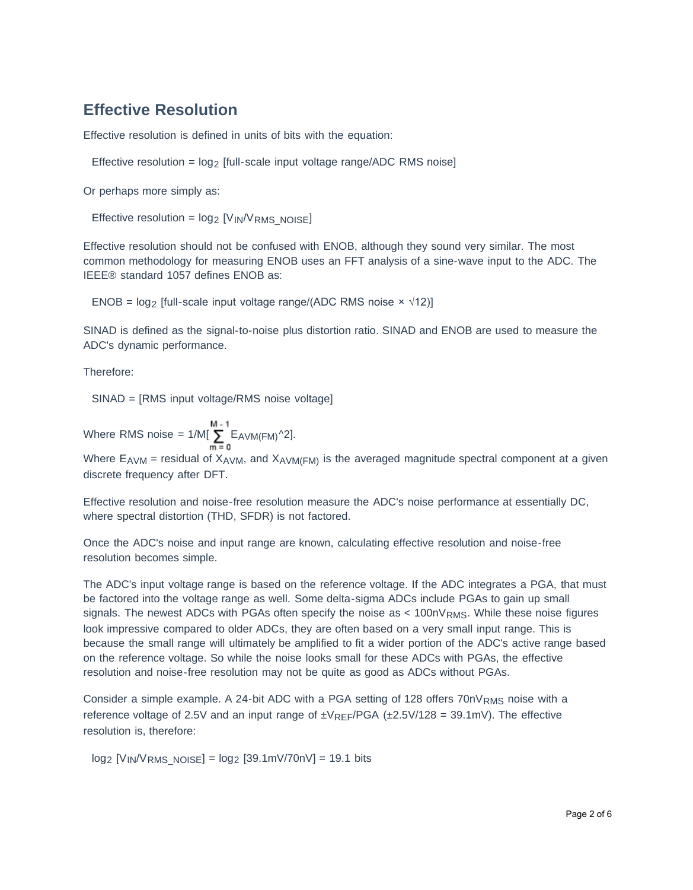## Effective Resolution

Effective resolution is defined in units of bits with the equation:

Effective resolution = $\log_2$ [full-scale input voltage range/ADC RMS noise]

Or perhaps more simply as:

Effective resolution = $\log_2$ [$V_{IN}/V_{RMS\_NOISE}$]

Effective resolution should not be confused with ENOB, although they sound very similar. The most common methodology for measuring ENOB uses an FFT analysis of a sine-wave input to the ADC. The IEEE® standard 1057 defines ENOB as:

ENOB = $\log_2$ [full-scale input voltage range/(ADC RMS noise × $\sqrt{12}$)]

SINAD is defined as the signal-to-noise plus distortion ratio. SINAD and ENOB are used to measure the ADC's dynamic performance.

Therefore:

SINAD = [RMS input voltage/RMS noise voltage]

Where RMS noise = $1/M[\sum_{m=0}^{M-1} E_{AVM(FM)}\text{^}2]$.

Where $E_{AVM}$ = residual of $X_{AVM}$, and $X_{AVM(FM)}$ is the averaged magnitude spectral component at a given discrete frequency after DFT.

Effective resolution and noise-free resolution measure the ADC's noise performance at essentially DC, where spectral distortion (THD, SFDR) is not factored.

Once the ADC's noise and input range are known, calculating effective resolution and noise-free resolution becomes simple.

The ADC's input voltage range is based on the reference voltage. If the ADC integrates a PGA, that must be factored into the voltage range as well. Some delta-sigma ADCs include PGAs to gain up small signals. The newest ADCs with PGAs often specify the noise as < $100nV_{RMS}$. While these noise figures look impressive compared to older ADCs, they are often based on a very small input range. This is because the small range will ultimately be amplified to fit a wider portion of the ADC's active range based on the reference voltage. So while the noise looks small for these ADCs with PGAs, the effective resolution and noise-free resolution may not be quite as good as ADCs without PGAs.

Consider a simple example. A 24-bit ADC with a PGA setting of 128 offers $70nV_{RMS}$ noise with a reference voltage of 2.5V and an input range of $\pm V_{REF}$/PGA (±2.5V/128 = 39.1mV). The effective resolution is, therefore:

$\log_2$ [$V_{IN}/V_{RMS\_NOISE}$] = $\log_2$ [39.1mV/70nV] = 19.1 bits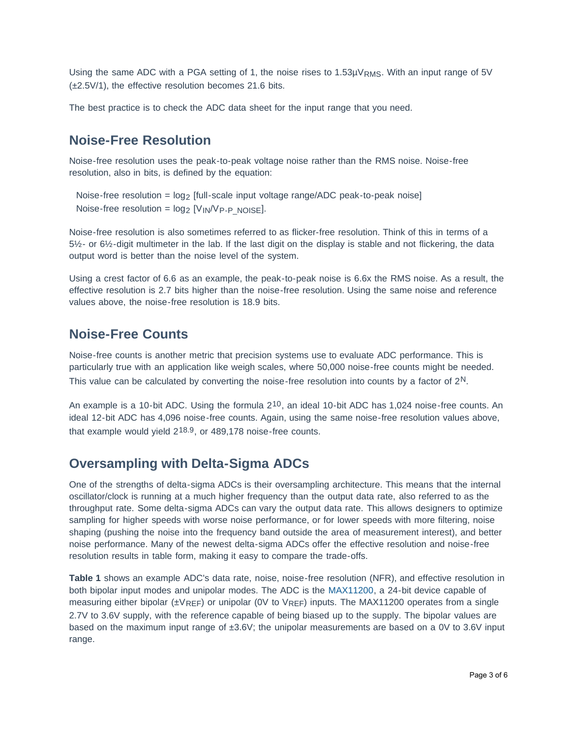Using the same ADC with a PGA setting of 1, the noise rises to 1.53µ$V_{RMS}$. With an input range of 5V (±2.5V/1), the effective resolution becomes 21.6 bits.

The best practice is to check the ADC data sheet for the input range that you need.

## Noise-Free Resolution

Noise-free resolution uses the peak-to-peak voltage noise rather than the RMS noise. Noise-free resolution, also in bits, is defined by the equation:

Noise-free resolution = $\log_2$ [full-scale input voltage range/ADC peak-to-peak noise]
Noise-free resolution = $\log_2 [V_{IN}/V_{P\text{-}P\_NOISE}]$.

Noise-free resolution is also sometimes referred to as flicker-free resolution. Think of this in terms of a 5½- or 6½-digit multimeter in the lab. If the last digit on the display is stable and not flickering, the data output word is better than the noise level of the system.

Using a crest factor of 6.6 as an example, the peak-to-peak noise is 6.6x the RMS noise. As a result, the effective resolution is 2.7 bits higher than the noise-free resolution. Using the same noise and reference values above, the noise-free resolution is 18.9 bits.

## Noise-Free Counts

Noise-free counts is another metric that precision systems use to evaluate ADC performance. This is particularly true with an application like weigh scales, where 50,000 noise-free counts might be needed. This value can be calculated by converting the noise-free resolution into counts by a factor of $2^N$.

An example is a 10-bit ADC. Using the formula $2^{10}$, an ideal 10-bit ADC has 1,024 noise-free counts. An ideal 12-bit ADC has 4,096 noise-free counts. Again, using the same noise-free resolution values above, that example would yield $2^{18.9}$, or 489,178 noise-free counts.

## Oversampling with Delta-Sigma ADCs

One of the strengths of delta-sigma ADCs is their oversampling architecture. This means that the internal oscillator/clock is running at a much higher frequency than the output data rate, also referred to as the throughput rate. Some delta-sigma ADCs can vary the output data rate. This allows designers to optimize sampling for higher speeds with worse noise performance, or for lower speeds with more filtering, noise shaping (pushing the noise into the frequency band outside the area of measurement interest), and better noise performance. Many of the newest delta-sigma ADCs offer the effective resolution and noise-free resolution results in table form, making it easy to compare the trade-offs.

**Table 1** shows an example ADC's data rate, noise, noise-free resolution (NFR), and effective resolution in both bipolar input modes and unipolar modes. The ADC is the MAX11200, a 24-bit device capable of measuring either bipolar (±$V_{REF}$) or unipolar (0V to $V_{REF}$) inputs. The MAX11200 operates from a single 2.7V to 3.6V supply, with the reference capable of being biased up to the supply. The bipolar values are based on the maximum input range of ±3.6V; the unipolar measurements are based on a 0V to 3.6V input range.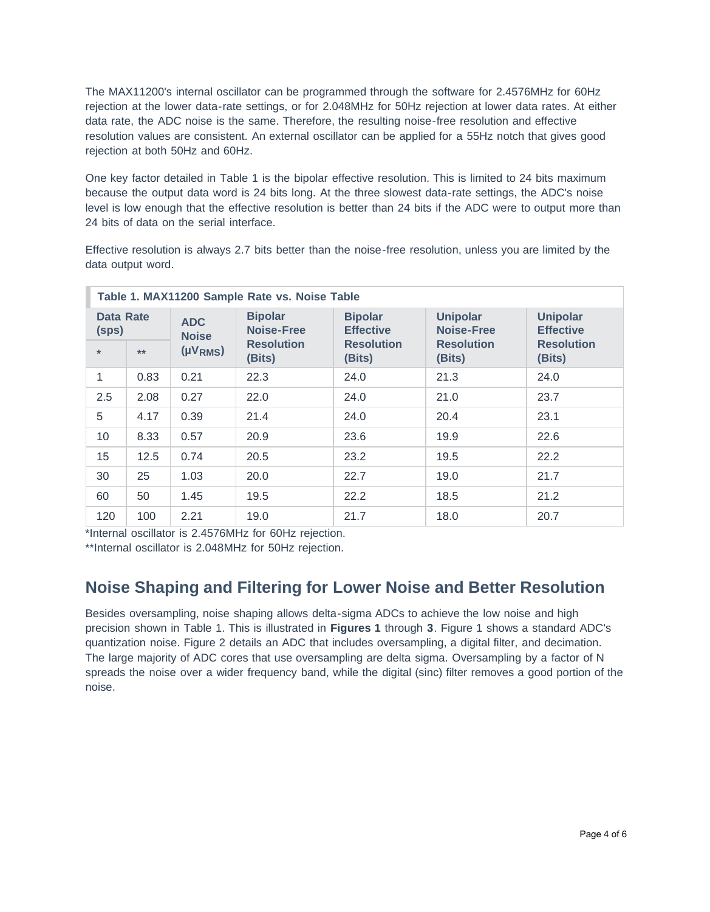The MAX11200's internal oscillator can be programmed through the software for 2.4576MHz for 60Hz rejection at the lower data-rate settings, or for 2.048MHz for 50Hz rejection at lower data rates. At either data rate, the ADC noise is the same. Therefore, the resulting noise-free resolution and effective resolution values are consistent. An external oscillator can be applied for a 55Hz notch that gives good rejection at both 50Hz and 60Hz.

One key factor detailed in Table 1 is the bipolar effective resolution. This is limited to 24 bits maximum because the output data word is 24 bits long. At the three slowest data-rate settings, the ADC's noise level is low enough that the effective resolution is better than 24 bits if the ADC were to output more than 24 bits of data on the serial interface.

Effective resolution is always 2.7 bits better than the noise-free resolution, unless you are limited by the data output word.

**Table 1. MAX11200 Sample Rate vs. Noise Table**

| Data Rate (sps) | | ADC Noise ($\mu V_{RMS}$) | Bipolar Noise-Free Resolution (Bits) | Bipolar Effective Resolution (Bits) | Unipolar Noise-Free Resolution (Bits) | Unipolar Effective Resolution (Bits) |
|---|---|---|---|---|---|---|
| * | ** | | | | | |
| 1 | 0.83 | 0.21 | 22.3 | 24.0 | 21.3 | 24.0 |
| 2.5 | 2.08 | 0.27 | 22.0 | 24.0 | 21.0 | 23.7 |
| 5 | 4.17 | 0.39 | 21.4 | 24.0 | 20.4 | 23.1 |
| 10 | 8.33 | 0.57 | 20.9 | 23.6 | 19.9 | 22.6 |
| 15 | 12.5 | 0.74 | 20.5 | 23.2 | 19.5 | 22.2 |
| 30 | 25 | 1.03 | 20.0 | 22.7 | 19.0 | 21.7 |
| 60 | 50 | 1.45 | 19.5 | 22.2 | 18.5 | 21.2 |
| 120 | 100 | 2.21 | 19.0 | 21.7 | 18.0 | 20.7 |

*Internal oscillator is 2.4576MHz for 60Hz rejection.

**Internal oscillator is 2.048MHz for 50Hz rejection.

## Noise Shaping and Filtering for Lower Noise and Better Resolution

Besides oversampling, noise shaping allows delta-sigma ADCs to achieve the low noise and high precision shown in Table 1. This is illustrated in **Figures 1** through **3**. Figure 1 shows a standard ADC's quantization noise. Figure 2 details an ADC that includes oversampling, a digital filter, and decimation. The large majority of ADC cores that use oversampling are delta sigma. Oversampling by a factor of N spreads the noise over a wider frequency band, while the digital (sinc) filter removes a good portion of the noise.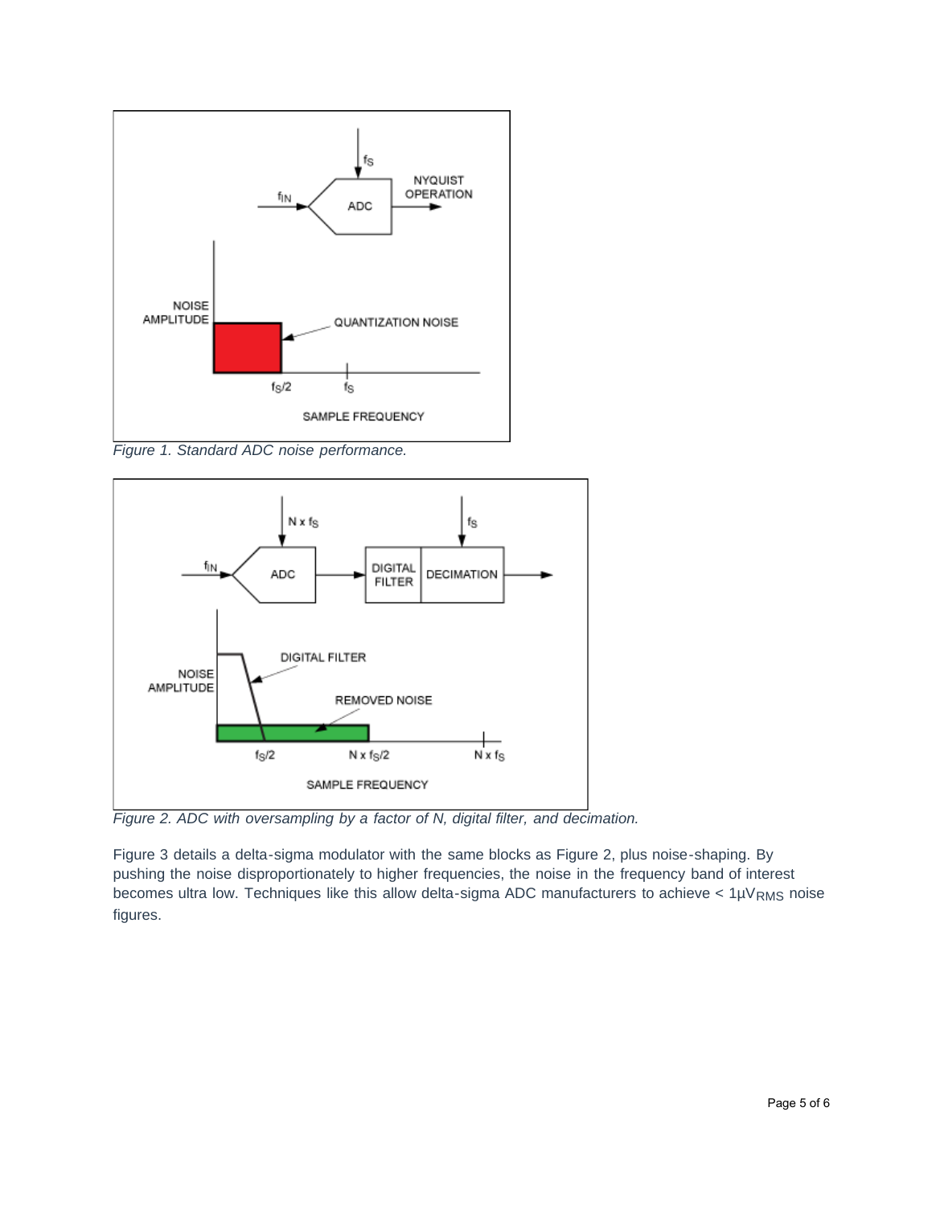*Figure 1. Standard ADC noise performance.*

*Figure 2. ADC with oversampling by a factor of N, digital filter, and decimation.*

Figure 3 details a delta-sigma modulator with the same blocks as Figure 2, plus noise-shaping. By pushing the noise disproportionately to higher frequencies, the noise in the frequency band of interest becomes ultra low. Techniques like this allow delta-sigma ADC manufacturers to achieve < $1\mu V_{RMS}$ noise figures.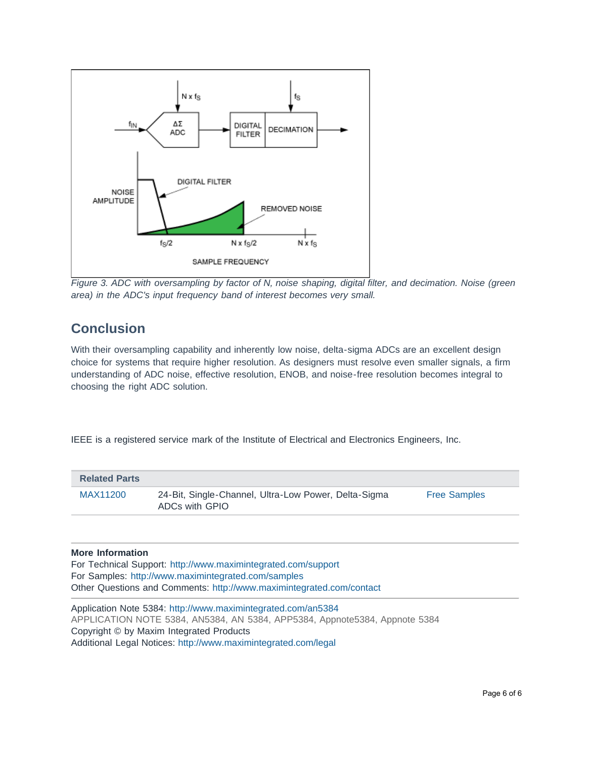N x $f_S$

$f_S$

$f_{IN}$

ΔΣ ADC

DIGITAL FILTER

DECIMATION

NOISE AMPLITUDE

DIGITAL FILTER

REMOVED NOISE

$f_S/2$

N x $f_S/2$

N x $f_S$

SAMPLE FREQUENCY

*Figure 3. ADC with oversampling by factor of N, noise shaping, digital filter, and decimation. Noise (green area) in the ADC's input frequency band of interest becomes very small.*

## Conclusion

With their oversampling capability and inherently low noise, delta-sigma ADCs are an excellent design choice for systems that require higher resolution. As designers must resolve even smaller signals, a firm understanding of ADC noise, effective resolution, ENOB, and noise-free resolution becomes integral to choosing the right ADC solution.

IEEE is a registered service mark of the Institute of Electrical and Electronics Engineers, Inc.

| Related Parts | | |
|---|---|---|
| MAX11200 | 24-Bit, Single-Channel, Ultra-Low Power, Delta-Sigma ADCs with GPIO | Free Samples |

**More Information**
For Technical Support: http://www.maximintegrated.com/support
For Samples: http://www.maximintegrated.com/samples
Other Questions and Comments: http://www.maximintegrated.com/contact

Application Note 5384: http://www.maximintegrated.com/an5384
APPLICATION NOTE 5384, AN5384, AN 5384, APP5384, Appnote5384, Appnote 5384
Copyright © by Maxim Integrated Products
Additional Legal Notices: http://www.maximintegrated.com/legal